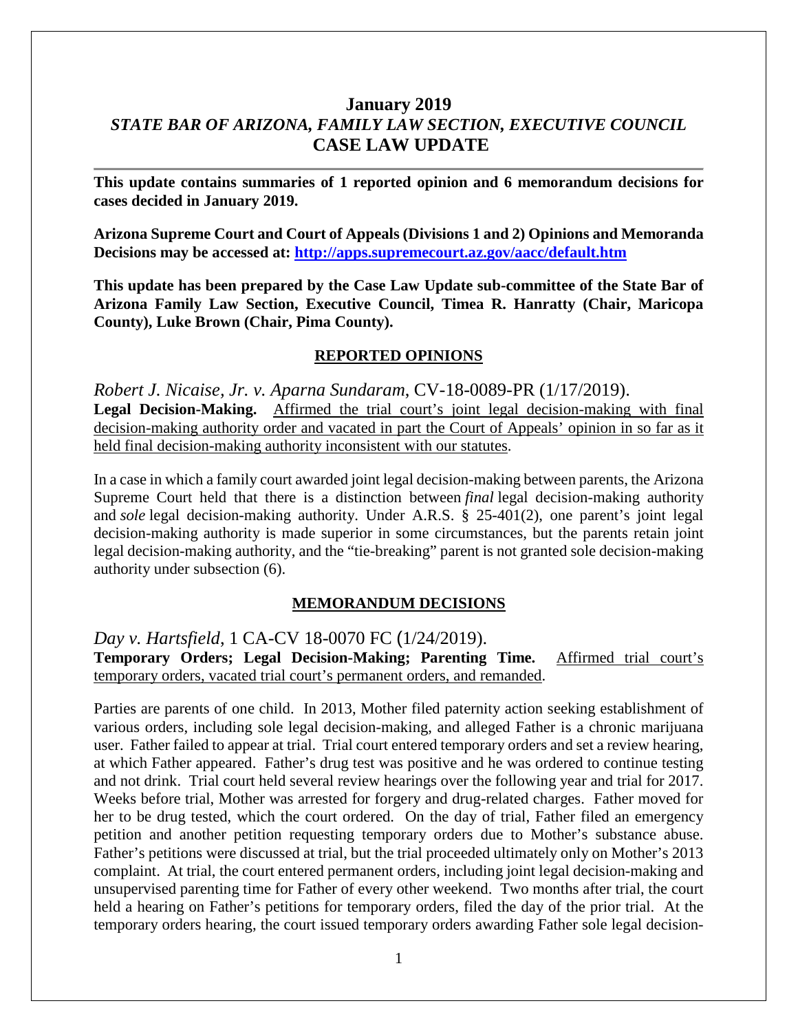# January 2019

## *STATE BAR OF ARIZONA, FAMILY LAW SECTION, EXECUTIVE COUNCIL*

## CASE LAW UPDATE

---

**This update contains summaries of 1 reported opinion and 6 memorandum decisions for cases decided in January 2019.**

**Arizona Supreme Court and Court of Appeals (Divisions 1 and 2) Opinions and Memoranda Decisions may be accessed at: http://apps.supremecourt.az.gov/aacc/default.htm**

**This update has been prepared by the Case Law Update sub-committee of the State Bar of Arizona Family Law Section, Executive Council, Timea R. Hanratty (Chair, Maricopa County), Luke Brown (Chair, Pima County).**

### REPORTED OPINIONS

*Robert J. Nicaise, Jr. v. Aparna Sundaram*, CV-18-0089-PR (1/17/2019).

**Legal Decision-Making.** Affirmed the trial court's joint legal decision-making with final decision-making authority order and vacated in part the Court of Appeals' opinion in so far as it held final decision-making authority inconsistent with our statutes.

In a case in which a family court awarded joint legal decision-making between parents, the Arizona Supreme Court held that there is a distinction between *final* legal decision-making authority and *sole* legal decision-making authority. Under A.R.S. § 25-401(2), one parent's joint legal decision-making authority is made superior in some circumstances, but the parents retain joint legal decision-making authority, and the "tie-breaking" parent is not granted sole decision-making authority under subsection (6).

### MEMORANDUM DECISIONS

*Day v. Hartsfield*, 1 CA-CV 18-0070 FC (1/24/2019).

**Temporary Orders; Legal Decision-Making; Parenting Time.** Affirmed trial court's temporary orders, vacated trial court's permanent orders, and remanded.

Parties are parents of one child. In 2013, Mother filed paternity action seeking establishment of various orders, including sole legal decision-making, and alleged Father is a chronic marijuana user. Father failed to appear at trial. Trial court entered temporary orders and set a review hearing, at which Father appeared. Father's drug test was positive and he was ordered to continue testing and not drink. Trial court held several review hearings over the following year and trial for 2017. Weeks before trial, Mother was arrested for forgery and drug-related charges. Father moved for her to be drug tested, which the court ordered. On the day of trial, Father filed an emergency petition and another petition requesting temporary orders due to Mother's substance abuse. Father's petitions were discussed at trial, but the trial proceeded ultimately only on Mother's 2013 complaint. At trial, the court entered permanent orders, including joint legal decision-making and unsupervised parenting time for Father of every other weekend. Two months after trial, the court held a hearing on Father's petitions for temporary orders, filed the day of the prior trial. At the temporary orders hearing, the court issued temporary orders awarding Father sole legal decision-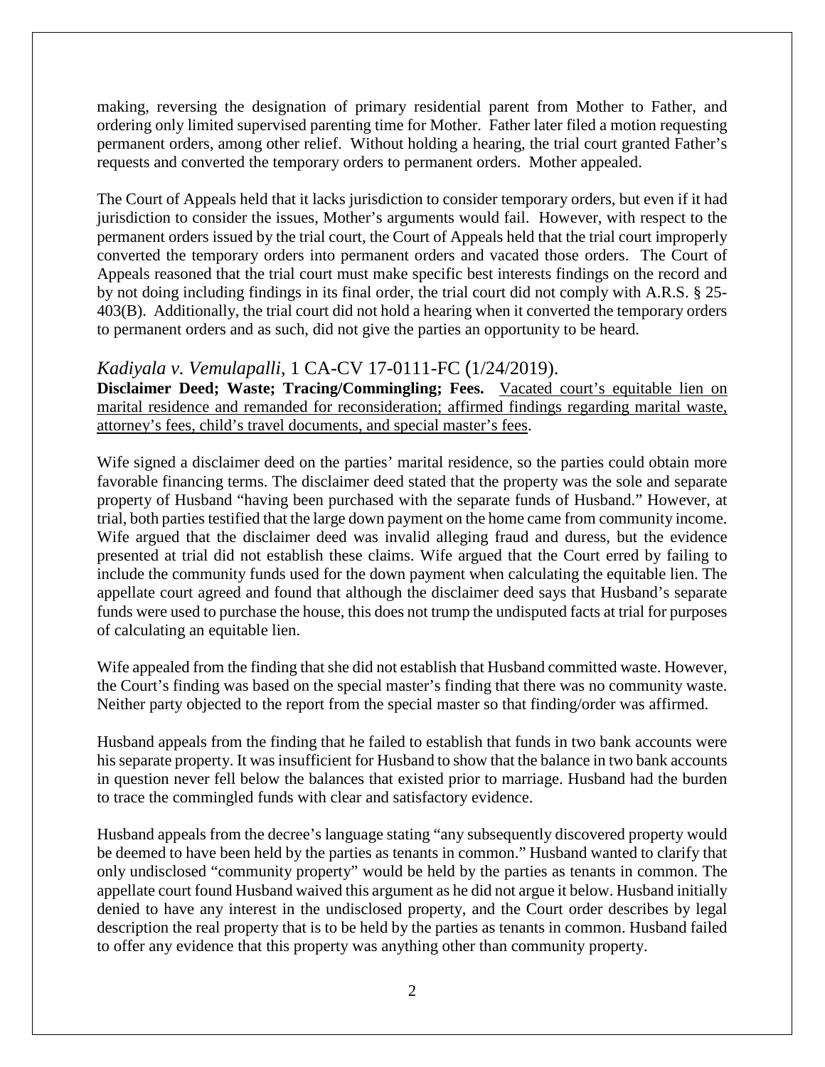making, reversing the designation of primary residential parent from Mother to Father, and ordering only limited supervised parenting time for Mother. Father later filed a motion requesting permanent orders, among other relief. Without holding a hearing, the trial court granted Father's requests and converted the temporary orders to permanent orders. Mother appealed.

The Court of Appeals held that it lacks jurisdiction to consider temporary orders, but even if it had jurisdiction to consider the issues, Mother's arguments would fail. However, with respect to the permanent orders issued by the trial court, the Court of Appeals held that the trial court improperly converted the temporary orders into permanent orders and vacated those orders. The Court of Appeals reasoned that the trial court must make specific best interests findings on the record and by not doing including findings in its final order, the trial court did not comply with A.R.S. § 25-403(B). Additionally, the trial court did not hold a hearing when it converted the temporary orders to permanent orders and as such, did not give the parties an opportunity to be heard.

## *Kadiyala v. Vemulapalli*, 1 CA-CV 17-0111-FC (1/24/2019).

**Disclaimer Deed; Waste; Tracing/Commingling; Fees.** Vacated court's equitable lien on marital residence and remanded for reconsideration; affirmed findings regarding marital waste, attorney's fees, child's travel documents, and special master's fees.

Wife signed a disclaimer deed on the parties' marital residence, so the parties could obtain more favorable financing terms. The disclaimer deed stated that the property was the sole and separate property of Husband "having been purchased with the separate funds of Husband." However, at trial, both parties testified that the large down payment on the home came from community income. Wife argued that the disclaimer deed was invalid alleging fraud and duress, but the evidence presented at trial did not establish these claims. Wife argued that the Court erred by failing to include the community funds used for the down payment when calculating the equitable lien. The appellate court agreed and found that although the disclaimer deed says that Husband's separate funds were used to purchase the house, this does not trump the undisputed facts at trial for purposes of calculating an equitable lien.

Wife appealed from the finding that she did not establish that Husband committed waste. However, the Court's finding was based on the special master's finding that there was no community waste. Neither party objected to the report from the special master so that finding/order was affirmed.

Husband appeals from the finding that he failed to establish that funds in two bank accounts were his separate property. It was insufficient for Husband to show that the balance in two bank accounts in question never fell below the balances that existed prior to marriage. Husband had the burden to trace the commingled funds with clear and satisfactory evidence.

Husband appeals from the decree's language stating "any subsequently discovered property would be deemed to have been held by the parties as tenants in common." Husband wanted to clarify that only undisclosed "community property" would be held by the parties as tenants in common. The appellate court found Husband waived this argument as he did not argue it below. Husband initially denied to have any interest in the undisclosed property, and the Court order describes by legal description the real property that is to be held by the parties as tenants in common. Husband failed to offer any evidence that this property was anything other than community property.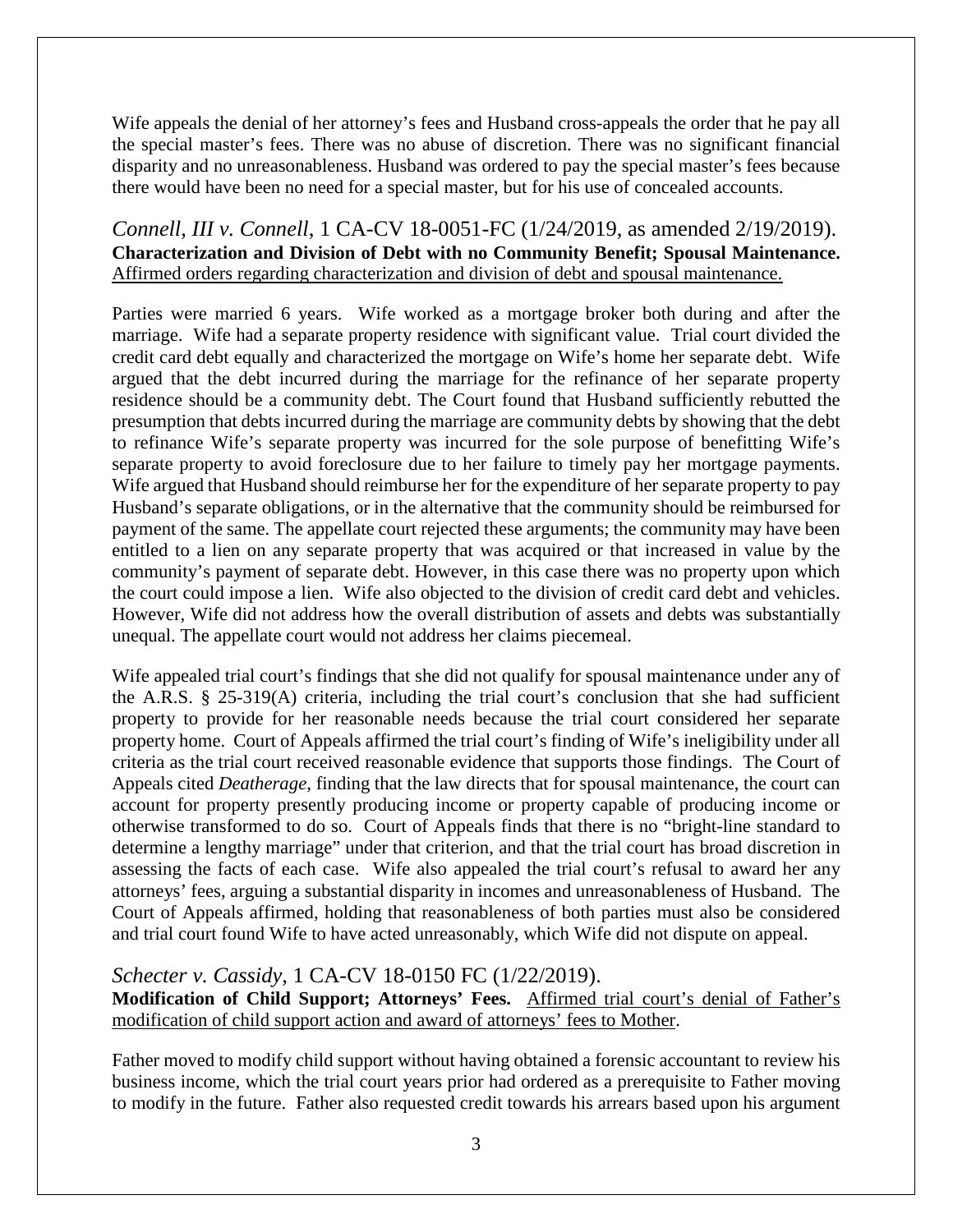Wife appeals the denial of her attorney's fees and Husband cross-appeals the order that he pay all the special master's fees. There was no abuse of discretion. There was no significant financial disparity and no unreasonableness. Husband was ordered to pay the special master's fees because there would have been no need for a special master, but for his use of concealed accounts.

### *Connell, III v. Connell*, 1 CA-CV 18-0051-FC (1/24/2019, as amended 2/19/2019).

**Characterization and Division of Debt with no Community Benefit; Spousal Maintenance.** Affirmed orders regarding characterization and division of debt and spousal maintenance.

Parties were married 6 years. Wife worked as a mortgage broker both during and after the marriage. Wife had a separate property residence with significant value. Trial court divided the credit card debt equally and characterized the mortgage on Wife's home her separate debt. Wife argued that the debt incurred during the marriage for the refinance of her separate property residence should be a community debt. The Court found that Husband sufficiently rebutted the presumption that debts incurred during the marriage are community debts by showing that the debt to refinance Wife's separate property was incurred for the sole purpose of benefitting Wife's separate property to avoid foreclosure due to her failure to timely pay her mortgage payments. Wife argued that Husband should reimburse her for the expenditure of her separate property to pay Husband's separate obligations, or in the alternative that the community should be reimbursed for payment of the same. The appellate court rejected these arguments; the community may have been entitled to a lien on any separate property that was acquired or that increased in value by the community's payment of separate debt. However, in this case there was no property upon which the court could impose a lien. Wife also objected to the division of credit card debt and vehicles. However, Wife did not address how the overall distribution of assets and debts was substantially unequal. The appellate court would not address her claims piecemeal.

Wife appealed trial court's findings that she did not qualify for spousal maintenance under any of the A.R.S. § 25-319(A) criteria, including the trial court's conclusion that she had sufficient property to provide for her reasonable needs because the trial court considered her separate property home. Court of Appeals affirmed the trial court's finding of Wife's ineligibility under all criteria as the trial court received reasonable evidence that supports those findings. The Court of Appeals cited *Deatherage*, finding that the law directs that for spousal maintenance, the court can account for property presently producing income or property capable of producing income or otherwise transformed to do so. Court of Appeals finds that there is no "bright-line standard to determine a lengthy marriage" under that criterion, and that the trial court has broad discretion in assessing the facts of each case. Wife also appealed the trial court's refusal to award her any attorneys' fees, arguing a substantial disparity in incomes and unreasonableness of Husband. The Court of Appeals affirmed, holding that reasonableness of both parties must also be considered and trial court found Wife to have acted unreasonably, which Wife did not dispute on appeal.

### *Schecter v. Cassidy*, 1 CA-CV 18-0150 FC (1/22/2019).

**Modification of Child Support; Attorneys' Fees.** Affirmed trial court's denial of Father's modification of child support action and award of attorneys' fees to Mother.

Father moved to modify child support without having obtained a forensic accountant to review his business income, which the trial court years prior had ordered as a prerequisite to Father moving to modify in the future. Father also requested credit towards his arrears based upon his argument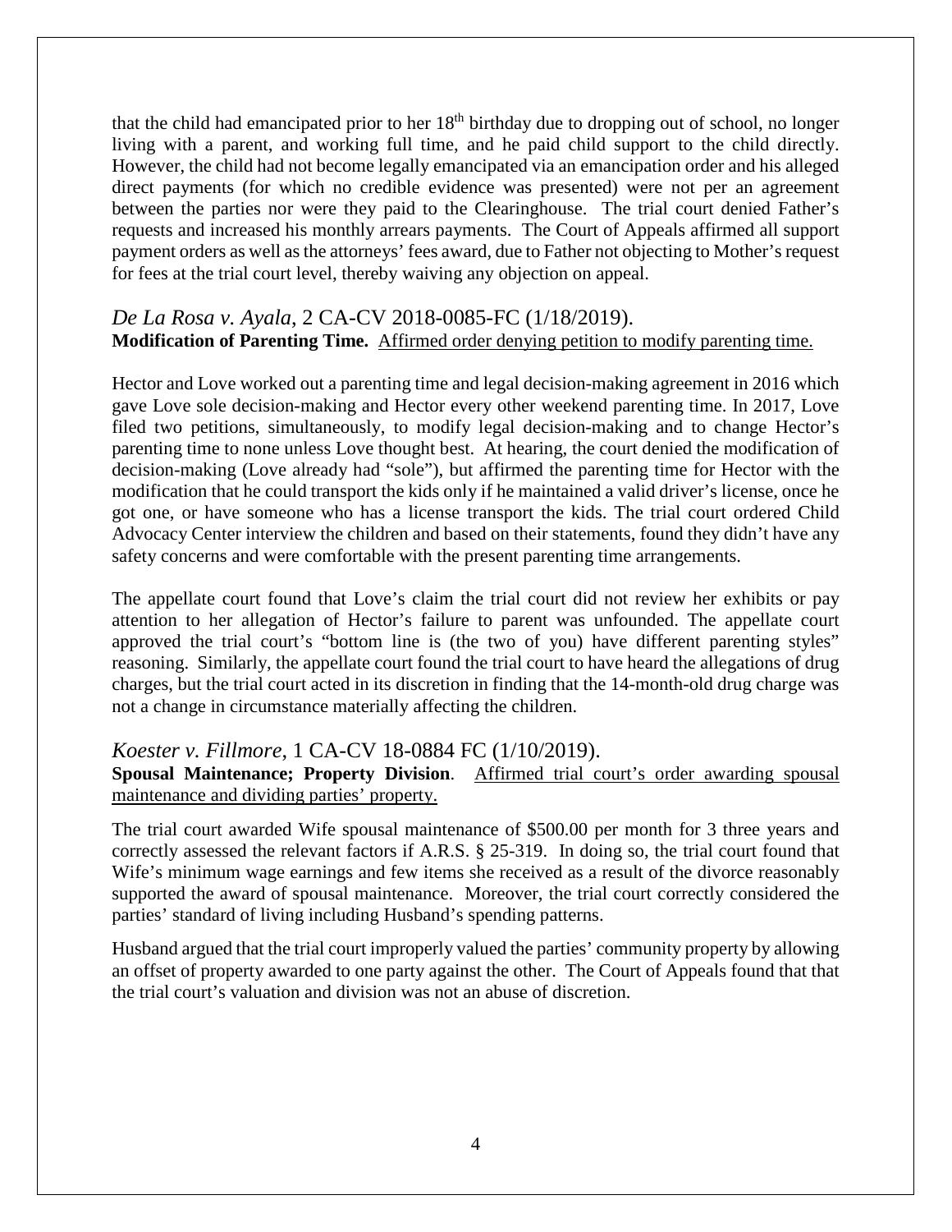that the child had emancipated prior to her 18th birthday due to dropping out of school, no longer living with a parent, and working full time, and he paid child support to the child directly. However, the child had not become legally emancipated via an emancipation order and his alleged direct payments (for which no credible evidence was presented) were not per an agreement between the parties nor were they paid to the Clearinghouse. The trial court denied Father's requests and increased his monthly arrears payments. The Court of Appeals affirmed all support payment orders as well as the attorneys' fees award, due to Father not objecting to Mother's request for fees at the trial court level, thereby waiving any objection on appeal.

### *De La Rosa v. Ayala*, 2 CA-CV 2018-0085-FC (1/18/2019).

**Modification of Parenting Time.** Affirmed order denying petition to modify parenting time.

Hector and Love worked out a parenting time and legal decision-making agreement in 2016 which gave Love sole decision-making and Hector every other weekend parenting time. In 2017, Love filed two petitions, simultaneously, to modify legal decision-making and to change Hector's parenting time to none unless Love thought best. At hearing, the court denied the modification of decision-making (Love already had "sole"), but affirmed the parenting time for Hector with the modification that he could transport the kids only if he maintained a valid driver's license, once he got one, or have someone who has a license transport the kids. The trial court ordered Child Advocacy Center interview the children and based on their statements, found they didn't have any safety concerns and were comfortable with the present parenting time arrangements.

The appellate court found that Love's claim the trial court did not review her exhibits or pay attention to her allegation of Hector's failure to parent was unfounded. The appellate court approved the trial court's "bottom line is (the two of you) have different parenting styles" reasoning. Similarly, the appellate court found the trial court to have heard the allegations of drug charges, but the trial court acted in its discretion in finding that the 14-month-old drug charge was not a change in circumstance materially affecting the children.

### *Koester v. Fillmore*, 1 CA-CV 18-0884 FC (1/10/2019).

**Spousal Maintenance; Property Division**. Affirmed trial court's order awarding spousal maintenance and dividing parties' property.

The trial court awarded Wife spousal maintenance of $500.00 per month for 3 three years and correctly assessed the relevant factors if A.R.S. § 25-319. In doing so, the trial court found that Wife's minimum wage earnings and few items she received as a result of the divorce reasonably supported the award of spousal maintenance. Moreover, the trial court correctly considered the parties' standard of living including Husband's spending patterns.

Husband argued that the trial court improperly valued the parties' community property by allowing an offset of property awarded to one party against the other. The Court of Appeals found that that the trial court's valuation and division was not an abuse of discretion.